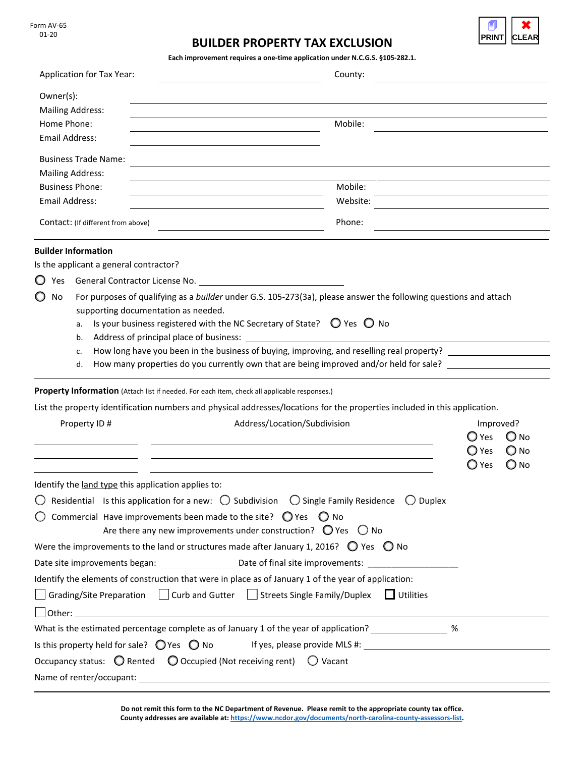Form AV-65
01-20

# BUILDER PROPERTY TAX EXCLUSION

**Each improvement requires a one-time application under N.C.G.S. §105-282.1.**

Application for Tax Year: ____________________ County: ____________________

Owner(s): ____________________

Mailing Address: ____________________

Home Phone: ____________________ Mobile: ____________________

Email Address: ____________________

Business Trade Name: ____________________

Mailing Address: ____________________

Business Phone: ____________________ Mobile: ____________________

Email Address: ____________________ Website: ____________________

Contact: (If different from above) ____________________ Phone: ____________________

---

**Builder Information**

Is the applicant a general contractor?

◯ Yes General Contractor License No. ____________________

◯ No For purposes of qualifying as a *builder* under G.S. 105-273(3a), please answer the following questions and attach supporting documentation as needed.

a. Is your business registered with the NC Secretary of State? ◯ Yes ◯ No

b. Address of principal place of business: ____________________

c. How long have you been in the business of buying, improving, and reselling real property? ____________________

d. How many properties do you currently own that are being improved and/or held for sale? ____________________

---

**Property Information** (Attach list if needed. For each item, check all applicable responses.)

List the property identification numbers and physical addresses/locations for the properties included in this application.

| Property ID # | Address/Location/Subdivision | Improved? |
|---|---|---|
| | | ◯ Yes ◯ No |
| | | ◯ Yes ◯ No |
| | | ◯ Yes ◯ No |

Identify the land type this application applies to:

◯ Residential Is this application for a new: ◯ Subdivision ◯ Single Family Residence ◯ Duplex

◯ Commercial Have improvements been made to the site? ◯ Yes ◯ No

Are there any new improvements under construction? ◯ Yes ◯ No

Were the improvements to the land or structures made after January 1, 2016? ◯ Yes ◯ No

Date site improvements began: ____________ Date of final site improvements: ____________

Identify the elements of construction that were in place as of January 1 of the year of application:

☐ Grading/Site Preparation ☐ Curb and Gutter ☐ Streets Single Family/Duplex ☐ Utilities

☐ Other: ____________________

What is the estimated percentage complete as of January 1 of the year of application? ____________ %

Is this property held for sale? ◯ Yes ◯ No If yes, please provide MLS #: ____________________

Occupancy status: ◯ Rented ◯ Occupied (Not receiving rent) ◯ Vacant

Name of renter/occupant: ____________________

---

**Do not remit this form to the NC Department of Revenue. Please remit to the appropriate county tax office.**
**County addresses are available at: https://www.ncdor.gov/documents/north-carolina-county-assessors-list.**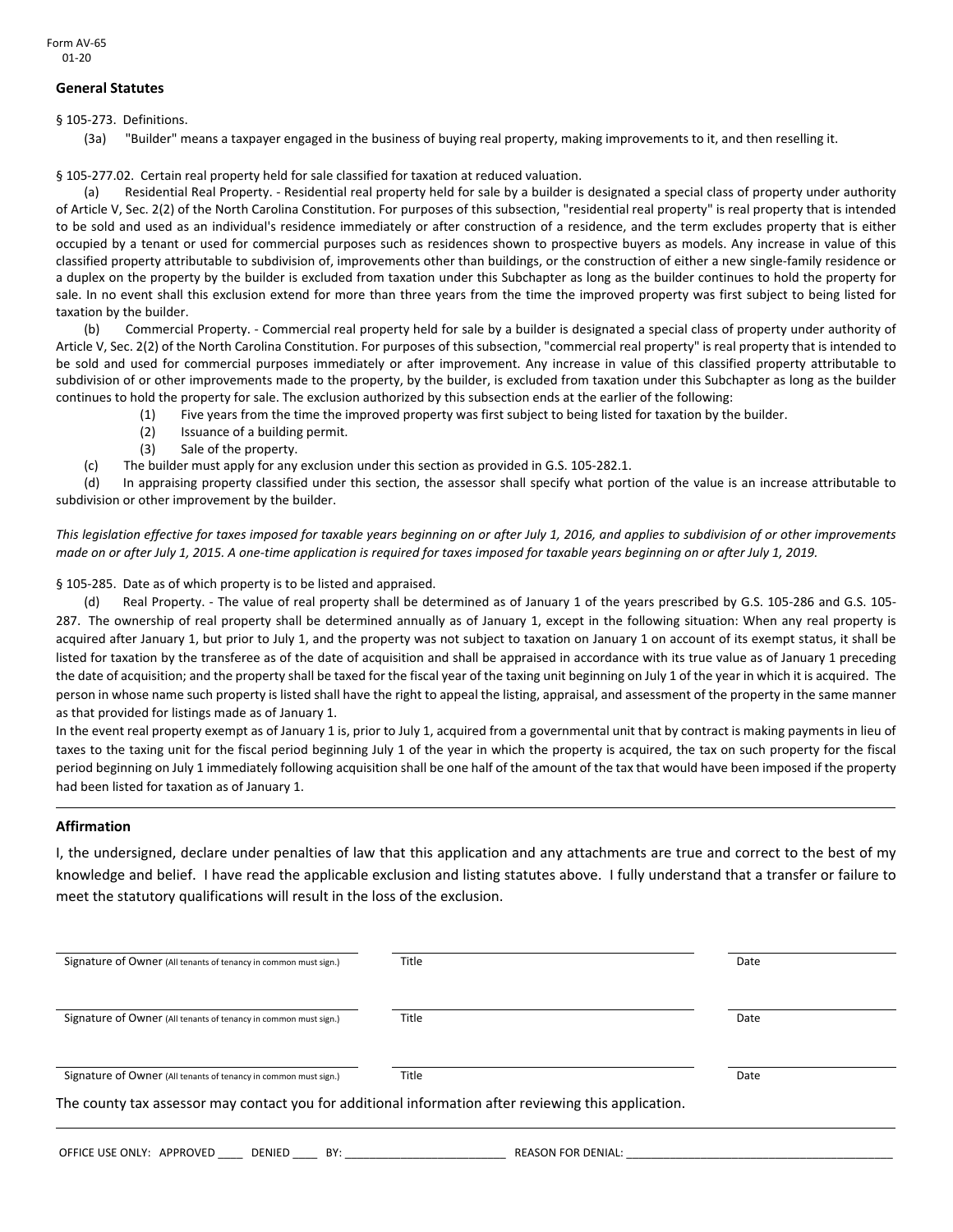Form AV-65
01-20

## General Statutes

§ 105-273. Definitions.

(3a) "Builder" means a taxpayer engaged in the business of buying real property, making improvements to it, and then reselling it.

§ 105-277.02. Certain real property held for sale classified for taxation at reduced valuation.

(a) Residential Real Property. - Residential real property held for sale by a builder is designated a special class of property under authority of Article V, Sec. 2(2) of the North Carolina Constitution. For purposes of this subsection, "residential real property" is real property that is intended to be sold and used as an individual's residence immediately or after construction of a residence, and the term excludes property that is either occupied by a tenant or used for commercial purposes such as residences shown to prospective buyers as models. Any increase in value of this classified property attributable to subdivision of, improvements other than buildings, or the construction of either a new single-family residence or a duplex on the property by the builder is excluded from taxation under this Subchapter as long as the builder continues to hold the property for sale. In no event shall this exclusion extend for more than three years from the time the improved property was first subject to being listed for taxation by the builder.

(b) Commercial Property. - Commercial real property held for sale by a builder is designated a special class of property under authority of Article V, Sec. 2(2) of the North Carolina Constitution. For purposes of this subsection, "commercial real property" is real property that is intended to be sold and used for commercial purposes immediately or after improvement. Any increase in value of this classified property attributable to subdivision of or other improvements made to the property, by the builder, is excluded from taxation under this Subchapter as long as the builder continues to hold the property for sale. The exclusion authorized by this subsection ends at the earlier of the following:

1. Five years from the time the improved property was first subject to being listed for taxation by the builder.
2. Issuance of a building permit.
3. Sale of the property.

(c) The builder must apply for any exclusion under this section as provided in G.S. 105-282.1.

(d) In appraising property classified under this section, the assessor shall specify what portion of the value is an increase attributable to subdivision or other improvement by the builder.

*This legislation effective for taxes imposed for taxable years beginning on or after July 1, 2016, and applies to subdivision of or other improvements made on or after July 1, 2015. A one-time application is required for taxes imposed for taxable years beginning on or after July 1, 2019.*

§ 105-285. Date as of which property is to be listed and appraised.

(d) Real Property. - The value of real property shall be determined as of January 1 of the years prescribed by G.S. 105-286 and G.S. 105-287. The ownership of real property shall be determined annually as of January 1, except in the following situation: When any real property is acquired after January 1, but prior to July 1, and the property was not subject to taxation on January 1 on account of its exempt status, it shall be listed for taxation by the transferee as of the date of acquisition and shall be appraised in accordance with its true value as of January 1 preceding the date of acquisition; and the property shall be taxed for the fiscal year of the taxing unit beginning on July 1 of the year in which it is acquired. The person in whose name such property is listed shall have the right to appeal the listing, appraisal, and assessment of the property in the same manner as that provided for listings made as of January 1.

In the event real property exempt as of January 1 is, prior to July 1, acquired from a governmental unit that by contract is making payments in lieu of taxes to the taxing unit for the fiscal period beginning July 1 of the year in which the property is acquired, the tax on such property for the fiscal period beginning on July 1 immediately following acquisition shall be one half of the amount of the tax that would have been imposed if the property had been listed for taxation as of January 1.

## Affirmation

I, the undersigned, declare under penalties of law that this application and any attachments are true and correct to the best of my knowledge and belief. I have read the applicable exclusion and listing statutes above. I fully understand that a transfer or failure to meet the statutory qualifications will result in the loss of the exclusion.

| | | |
|---|---|---|
| Signature of Owner (All tenants of tenancy in common must sign.) | Title | Date |
| Signature of Owner (All tenants of tenancy in common must sign.) | Title | Date |
| Signature of Owner (All tenants of tenancy in common must sign.) | Title | Date |

The county tax assessor may contact you for additional information after reviewing this application.

OFFICE USE ONLY: APPROVED ____ DENIED ____ BY: __________________________ REASON FOR DENIAL: ___________________________________________